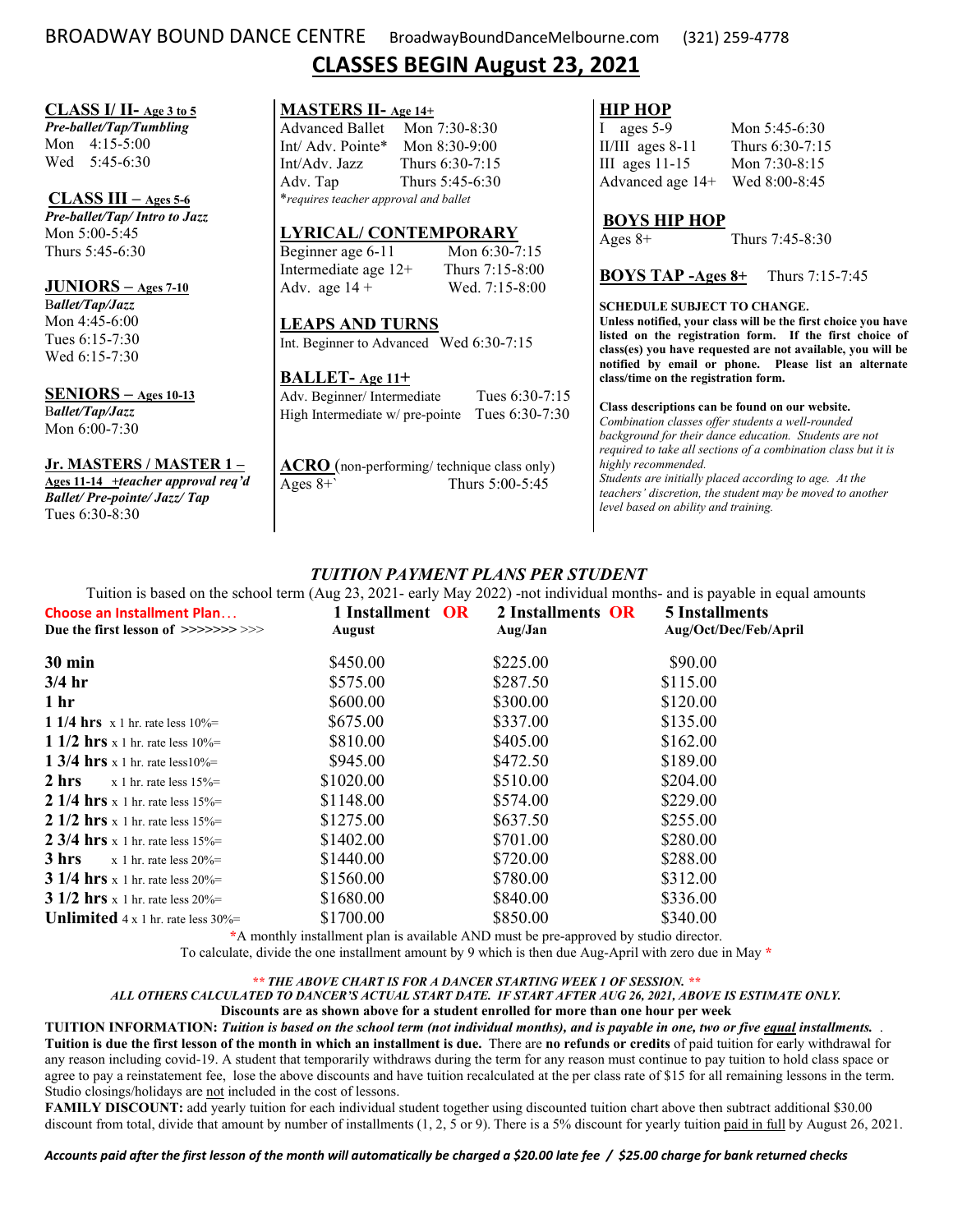BROADWAY BOUND DANCE CENTRE BroadwayBoundDanceMelbourne.com (321) 259-4778

# CLASSES BEGIN August 23, 2021

**CLASS I/ II- Age 3 to 5**
***Pre-ballet/Tap/Tumbling***
Mon 4:15-5:00
Wed 5:45-6:30

**CLASS III – Ages 5-6**
***Pre-ballet/Tap/ Intro to Jazz***
Mon 5:00-5:45
Thurs 5:45-6:30

**JUNIORS – Ages 7-10**
***Ballet/Tap/Jazz***
Mon 4:45-6:00
Tues 6:15-7:30
Wed 6:15-7:30

**SENIORS – Ages 10-13**
***Ballet/Tap/Jazz***
Mon 6:00-7:30

**Jr. MASTERS / MASTER 1 –**
**Ages 11-14 +*teacher approval req'd***
***Ballet/ Pre-pointe/ Jazz/ Tap***
Tues 6:30-8:30

**MASTERS II- Age 14+**

| | |
|---|---|
| Advanced Ballet | Mon 7:30-8:30 |
| Int/ Adv. Pointe* | Mon 8:30-9:00 |
| Int/Adv. Jazz | Thurs 6:30-7:15 |
| Adv. Tap | Thurs 5:45-6:30 |

**requires teacher approval and ballet*

**LYRICAL/ CONTEMPORARY**

| | |
|---|---|
| Beginner age 6-11 | Mon 6:30-7:15 |
| Intermediate age 12+ | Thurs 7:15-8:00 |
| Adv. age 14 + | Wed. 7:15-8:00 |

**LEAPS AND TURNS**
Int. Beginner to Advanced Wed 6:30-7:15

**BALLET- Age 11+**

| | |
|---|---|
| Adv. Beginner/ Intermediate | Tues 6:30-7:15 |
| High Intermediate w/ pre-pointe | Tues 6:30-7:30 |

**ACRO** (non-performing/ technique class only)
Ages 8+` Thurs 5:00-5:45

**HIP HOP**

| | |
|---|---|
| I ages 5-9 | Mon 5:45-6:30 |
| II/III ages 8-11 | Thurs 6:30-7:15 |
| III ages 11-15 | Mon 7:30-8:15 |
| Advanced age 14+ | Wed 8:00-8:45 |

**BOYS HIP HOP**
Ages 8+ Thurs 7:45-8:30

**BOYS TAP -Ages 8+** Thurs 7:15-7:45

**SCHEDULE SUBJECT TO CHANGE.**
**Unless notified, your class will be the first choice you have listed on the registration form. If the first choice of class(es) you have requested are not available, you will be notified by email or phone. Please list an alternate class/time on the registration form.**

**Class descriptions can be found on our website.**
*Combination classes offer students a well-rounded background for their dance education. Students are not required to take all sections of a combination class but it is highly recommended.*
*Students are initially placed according to age. At the teachers' discretion, the student may be moved to another level based on ability and training.*

## *TUITION PAYMENT PLANS PER STUDENT*

Tuition is based on the school term (Aug 23, 2021- early May 2022) -not individual months- and is payable in equal amounts

| **Choose an Installment Plan…** | **1 Installment OR** | **2 Installments OR** | **5 Installments** |
|---|---|---|---|
| **Due the first lesson of >>>>>>> >>>** | **August** | **Aug/Jan** | **Aug/Oct/Dec/Feb/April** |
| **30 min** | $450.00 | $225.00 | $90.00 |
| **3/4 hr** | $575.00 | $287.50 | $115.00 |
| **1 hr** | $600.00 | $300.00 | $120.00 |
| **1 1/4 hrs** x 1 hr. rate less 10%= | $675.00 | $337.00 | $135.00 |
| **1 1/2 hrs** x 1 hr. rate less 10%= | $810.00 | $405.00 | $162.00 |
| **1 3/4 hrs** x 1 hr. rate less10%= | $945.00 | $472.50 | $189.00 |
| **2 hrs** x 1 hr. rate less 15%= | $1020.00 | $510.00 | $204.00 |
| **2 1/4 hrs** x 1 hr. rate less 15%= | $1148.00 | $574.00 | $229.00 |
| **2 1/2 hrs** x 1 hr. rate less 15%= | $1275.00 | $637.50 | $255.00 |
| **2 3/4 hrs** x 1 hr. rate less 15%= | $1402.00 | $701.00 | $280.00 |
| **3 hrs** x 1 hr. rate less 20%= | $1440.00 | $720.00 | $288.00 |
| **3 1/4 hrs** x 1 hr. rate less 20%= | $1560.00 | $780.00 | $312.00 |
| **3 1/2 hrs** x 1 hr. rate less 20%= | $1680.00 | $840.00 | $336.00 |
| **Unlimited** 4 x 1 hr. rate less 30%= | $1700.00 | $850.00 | $340.00 |

*A monthly installment plan is available AND must be pre-approved by studio director.
To calculate, divide the one installment amount by 9 which is then due Aug-April with zero due in May *

***\*\* THE ABOVE CHART IS FOR A DANCER STARTING WEEK 1 OF SESSION. \*\****
***ALL OTHERS CALCULATED TO DANCER'S ACTUAL START DATE. IF START AFTER AUG 26, 2021, ABOVE IS ESTIMATE ONLY.***
**Discounts are as shown above for a student enrolled for more than one hour per week**

**TUITION INFORMATION:** ***Tuition is based on the school term (not individual months), and is payable in one, two or five equal installments.*** . **Tuition is due the first lesson of the month in which an installment is due.** There are **no refunds or credits** of paid tuition for early withdrawal for any reason including covid-19. A student that temporarily withdraws during the term for any reason must continue to pay tuition to hold class space or agree to pay a reinstatement fee, lose the above discounts and have tuition recalculated at the per class rate of $15 for all remaining lessons in the term. Studio closings/holidays are not included in the cost of lessons.

**FAMILY DISCOUNT:** add yearly tuition for each individual student together using discounted tuition chart above then subtract additional $30.00 discount from total, divide that amount by number of installments (1, 2, 5 or 9). There is a 5% discount for yearly tuition paid in full by August 26, 2021.

***Accounts paid after the first lesson of the month will automatically be charged a $20.00 late fee / $25.00 charge for bank returned checks***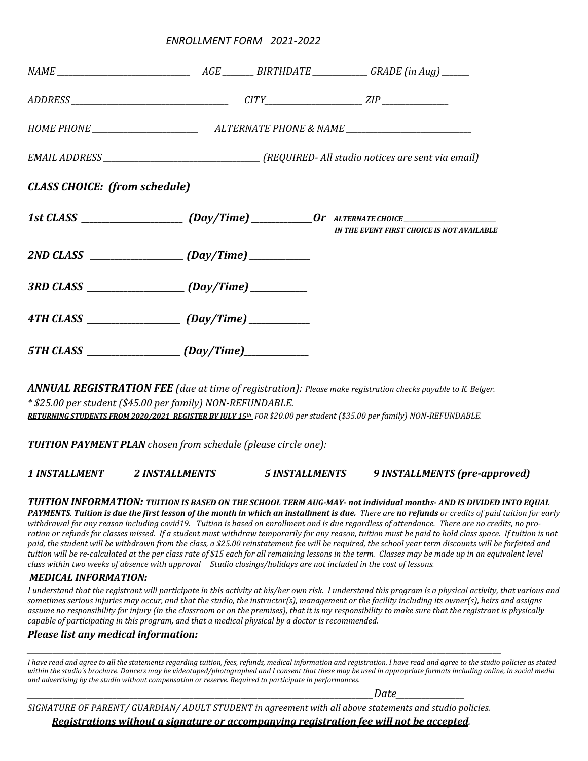*ENROLLMENT FORM 2021-2022*

*NAME ________________________________ AGE _______ BIRTHDATE _____________ GRADE (in Aug) _______*

*ADDRESS _____________________________________ CITY_______________________ ZIP ________________*

*HOME PHONE _________________________ ALTERNATE PHONE & NAME ______________________________*

*EMAIL ADDRESS _____________________________________ (REQUIRED- All studio notices are sent via email)*

***CLASS CHOICE: (from schedule)***

***1st CLASS _______________________ (Day/Time) _____________Or*** *ALTERNATE CHOICE _________________________*
***IN THE EVENT FIRST CHOICE IS NOT AVAILABLE***

***2ND CLASS ____________________ (Day/Time) _____________***

***3RD CLASS _____________________ (Day/Time) ____________***

***4TH CLASS ____________________ (Day/Time) _____________***

***5TH CLASS ____________________ (Day/Time)______________***

***ANNUAL REGISTRATION FEE*** *(due at time of registration): Please make registration checks payable to K. Belger.*
*\* $25.00 per student ($45.00 per family) NON-REFUNDABLE.*
***RETURNING STUDENTS FROM 2020/2021 REGISTER BY JULY 15th*** *FOR $20.00 per student ($35.00 per family) NON-REFUNDABLE.*

***TUITION PAYMENT PLAN*** *chosen from schedule (please circle one):*

***1 INSTALLMENT  2 INSTALLMENTS  5 INSTALLMENTS  9 INSTALLMENTS (pre-approved)***

***TUITION INFORMATION: TUITION IS BASED ON THE SCHOOL TERM AUG-MAY- not individual months- AND IS DIVIDED INTO EQUAL PAYMENTS. Tuition is due the first lesson of the month in which an installment is due.*** *There are **no refunds** or credits of paid tuition for early withdrawal for any reason including covid19. Tuition is based on enrollment and is due regardless of attendance. There are no credits, no pro-ration or refunds for classes missed. If a student must withdraw temporarily for any reason, tuition must be paid to hold class space. If tuition is not paid, the student will be withdrawn from the class, a $25.00 reinstatement fee will be required, the school year term discounts will be forfeited and tuition will be re-calculated at the per class rate of $15 each for all remaining lessons in the term. Classes may be made up in an equivalent level class within two weeks of absence with approval  Studio closings/holidays are not included in the cost of lessons.*

***MEDICAL INFORMATION:***

*I understand that the registrant will participate in this activity at his/her own risk. I understand this program is a physical activity, that various and sometimes serious injuries may occur, and that the studio, the instructor(s), management or the facility including its owner(s), heirs and assigns assume no responsibility for injury (in the classroom or on the premises), that it is my responsibility to make sure that the registrant is physically capable of participating in this program, and that a medical physical by a doctor is recommended.*

***Please list any medical information:***

________________________________________________________________________________________________

*I have read and agree to all the statements regarding tuition, fees, refunds, medical information and registration. I have read and agree to the studio policies as stated within the studio's brochure. Dancers may be videotaped/photographed and I consent that these may be used in appropriate formats including online, in social media and advertising by the studio without compensation or reserve. Required to participate in performances.*

______________________________________________________________________________ *Date________________*

*SIGNATURE OF PARENT/ GUARDIAN/ ADULT STUDENT in agreement with all above statements and studio policies.*

***Registrations without a signature or accompanying registration fee will not be accepted.***